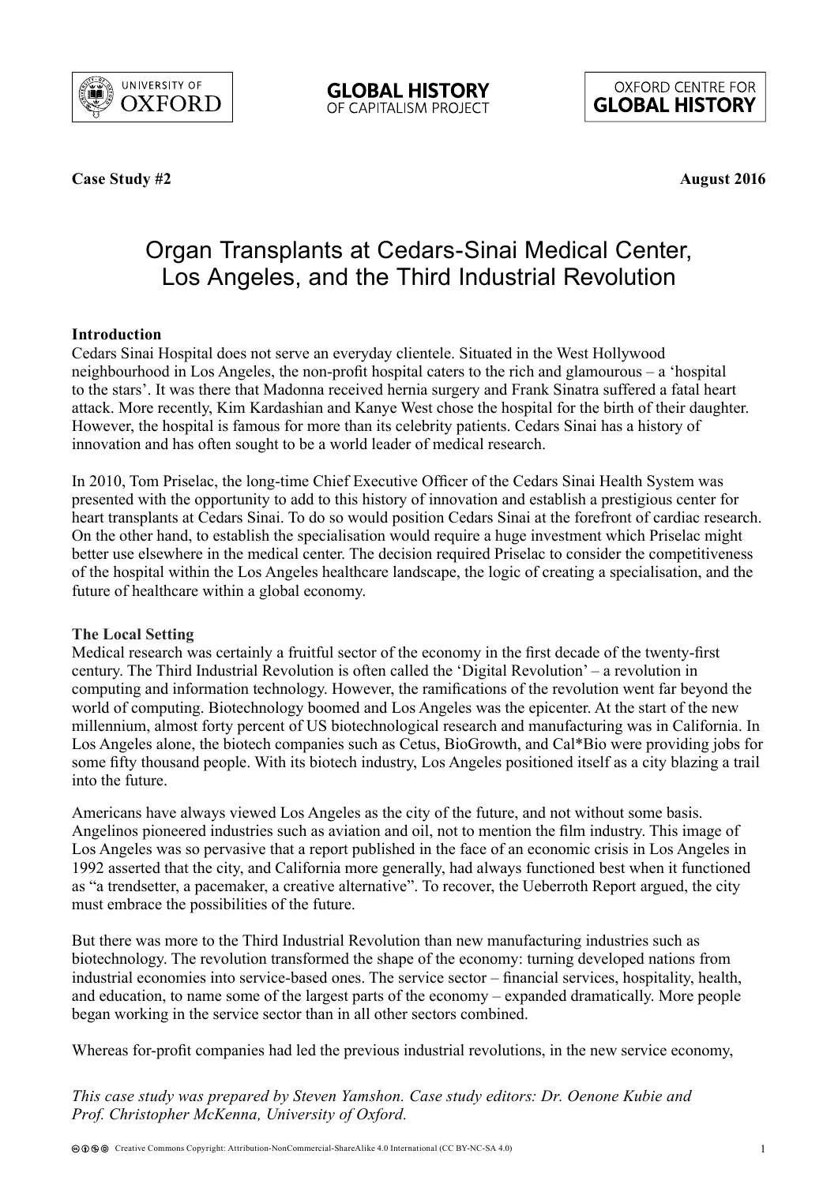**Case Study #2** **August 2016**

# Organ Transplants at Cedars-Sinai Medical Center, Los Angeles, and the Third Industrial Revolution

**Introduction**

Cedars Sinai Hospital does not serve an everyday clientele. Situated in the West Hollywood neighbourhood in Los Angeles, the non-profit hospital caters to the rich and glamourous – a 'hospital to the stars'. It was there that Madonna received hernia surgery and Frank Sinatra suffered a fatal heart attack. More recently, Kim Kardashian and Kanye West chose the hospital for the birth of their daughter. However, the hospital is famous for more than its celebrity patients. Cedars Sinai has a history of innovation and has often sought to be a world leader of medical research.

In 2010, Tom Priselac, the long-time Chief Executive Officer of the Cedars Sinai Health System was presented with the opportunity to add to this history of innovation and establish a prestigious center for heart transplants at Cedars Sinai. To do so would position Cedars Sinai at the forefront of cardiac research. On the other hand, to establish the specialisation would require a huge investment which Priselac might better use elsewhere in the medical center. The decision required Priselac to consider the competitiveness of the hospital within the Los Angeles healthcare landscape, the logic of creating a specialisation, and the future of healthcare within a global economy.

**The Local Setting**

Medical research was certainly a fruitful sector of the economy in the first decade of the twenty-first century. The Third Industrial Revolution is often called the 'Digital Revolution' – a revolution in computing and information technology. However, the ramifications of the revolution went far beyond the world of computing. Biotechnology boomed and Los Angeles was the epicenter. At the start of the new millennium, almost forty percent of US biotechnological research and manufacturing was in California. In Los Angeles alone, the biotech companies such as Cetus, BioGrowth, and Cal*Bio were providing jobs for some fifty thousand people. With its biotech industry, Los Angeles positioned itself as a city blazing a trail into the future.

Americans have always viewed Los Angeles as the city of the future, and not without some basis. Angelinos pioneered industries such as aviation and oil, not to mention the film industry. This image of Los Angeles was so pervasive that a report published in the face of an economic crisis in Los Angeles in 1992 asserted that the city, and California more generally, had always functioned best when it functioned as "a trendsetter, a pacemaker, a creative alternative". To recover, the Ueberroth Report argued, the city must embrace the possibilities of the future.

But there was more to the Third Industrial Revolution than new manufacturing industries such as biotechnology. The revolution transformed the shape of the economy: turning developed nations from industrial economies into service-based ones. The service sector – financial services, hospitality, health, and education, to name some of the largest parts of the economy – expanded dramatically. More people began working in the service sector than in all other sectors combined.

Whereas for-profit companies had led the previous industrial revolutions, in the new service economy,

*This case study was prepared by Steven Yamshon. Case study editors: Dr. Oenone Kubie and Prof. Christopher McKenna, University of Oxford.*

Creative Commons Copyright: Attribution-NonCommercial-ShareAlike 4.0 International (CC BY-NC-SA 4.0)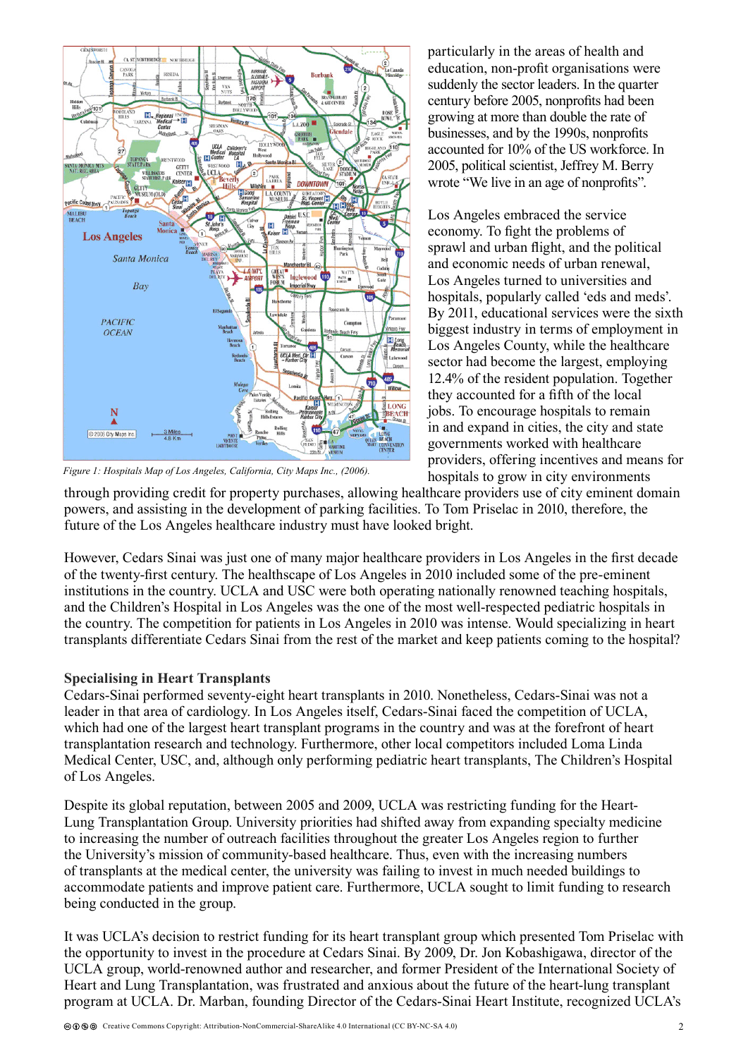Figure 1: Hospitals Map of Los Angeles, California, City Maps Inc., (2006).

particularly in the areas of health and education, non-profit organisations were suddenly the sector leaders. In the quarter century before 2005, nonprofits had been growing at more than double the rate of businesses, and by the 1990s, nonprofits accounted for 10% of the US workforce. In 2005, political scientist, Jeffrey M. Berry wrote "We live in an age of nonprofits".

Los Angeles embraced the service economy. To fight the problems of sprawl and urban flight, and the political and economic needs of urban renewal, Los Angeles turned to universities and hospitals, popularly called 'eds and meds'. By 2011, educational services were the sixth biggest industry in terms of employment in Los Angeles County, while the healthcare sector had become the largest, employing 12.4% of the resident population. Together they accounted for a fifth of the local jobs. To encourage hospitals to remain in and expand in cities, the city and state governments worked with healthcare providers, offering incentives and means for hospitals to grow in city environments through providing credit for property purchases, allowing healthcare providers use of city eminent domain powers, and assisting in the development of parking facilities. To Tom Priselac in 2010, therefore, the future of the Los Angeles healthcare industry must have looked bright.

However, Cedars Sinai was just one of many major healthcare providers in Los Angeles in the first decade of the twenty-first century. The healthscape of Los Angeles in 2010 included some of the pre-eminent institutions in the country. UCLA and USC were both operating nationally renowned teaching hospitals, and the Children's Hospital in Los Angeles was the one of the most well-respected pediatric hospitals in the country. The competition for patients in Los Angeles in 2010 was intense. Would specializing in heart transplants differentiate Cedars Sinai from the rest of the market and keep patients coming to the hospital?

**Specialising in Heart Transplants**

Cedars-Sinai performed seventy-eight heart transplants in 2010. Nonetheless, Cedars-Sinai was not a leader in that area of cardiology. In Los Angeles itself, Cedars-Sinai faced the competition of UCLA, which had one of the largest heart transplant programs in the country and was at the forefront of heart transplantation research and technology. Furthermore, other local competitors included Loma Linda Medical Center, USC, and, although only performing pediatric heart transplants, The Children's Hospital of Los Angeles.

Despite its global reputation, between 2005 and 2009, UCLA was restricting funding for the Heart-Lung Transplantation Group. University priorities had shifted away from expanding specialty medicine to increasing the number of outreach facilities throughout the greater Los Angeles region to further the University's mission of community-based healthcare. Thus, even with the increasing numbers of transplants at the medical center, the university was failing to invest in much needed buildings to accommodate patients and improve patient care. Furthermore, UCLA sought to limit funding to research being conducted in the group.

It was UCLA's decision to restrict funding for its heart transplant group which presented Tom Priselac with the opportunity to invest in the procedure at Cedars Sinai. By 2009, Dr. Jon Kobashigawa, director of the UCLA group, world-renowned author and researcher, and former President of the International Society of Heart and Lung Transplantation, was frustrated and anxious about the future of the heart-lung transplant program at UCLA. Dr. Marban, founding Director of the Cedars-Sinai Heart Institute, recognized UCLA's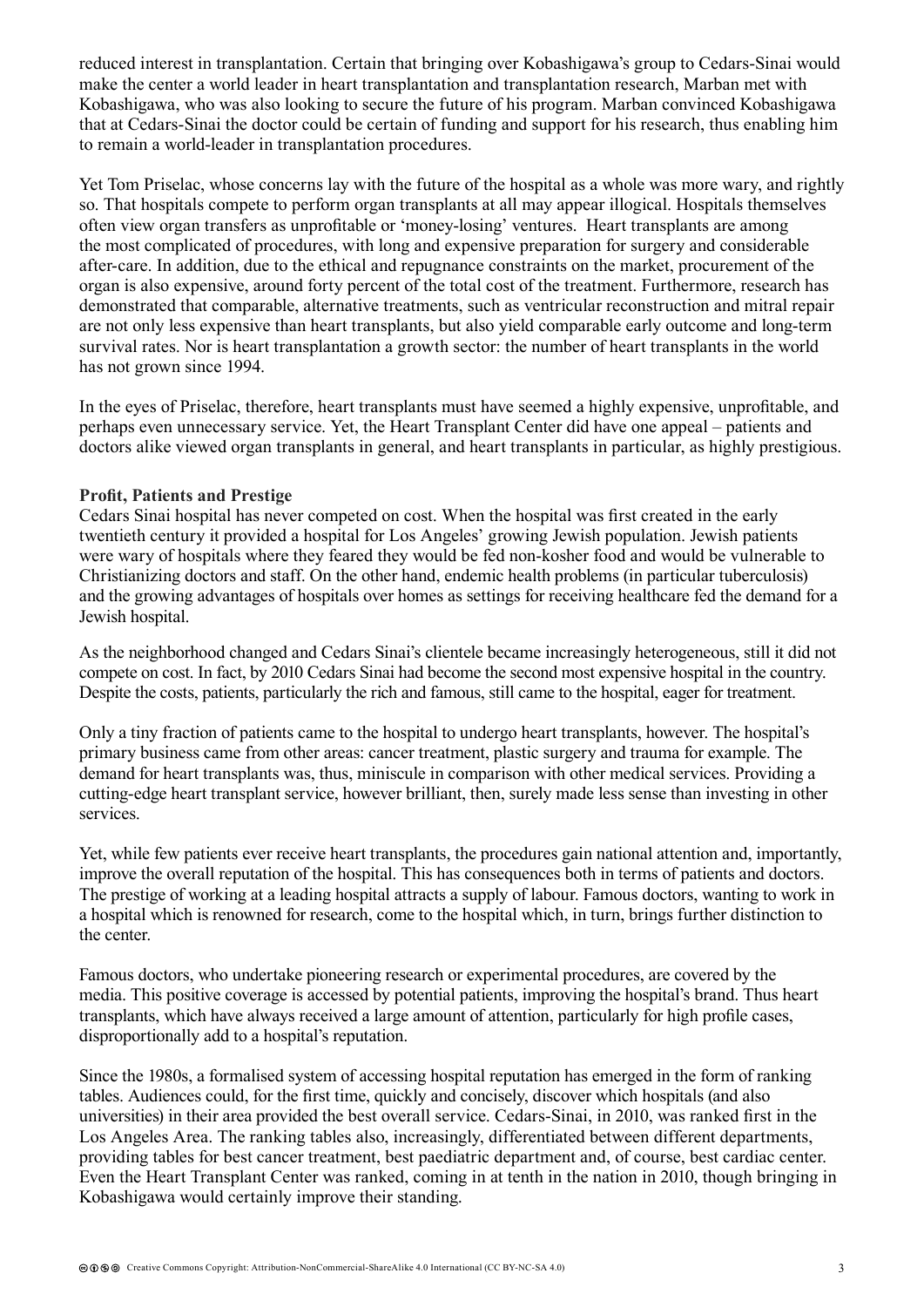reduced interest in transplantation. Certain that bringing over Kobashigawa's group to Cedars-Sinai would make the center a world leader in heart transplantation and transplantation research, Marban met with Kobashigawa, who was also looking to secure the future of his program. Marban convinced Kobashigawa that at Cedars-Sinai the doctor could be certain of funding and support for his research, thus enabling him to remain a world-leader in transplantation procedures.

Yet Tom Priselac, whose concerns lay with the future of the hospital as a whole was more wary, and rightly so. That hospitals compete to perform organ transplants at all may appear illogical. Hospitals themselves often view organ transfers as unprofitable or 'money-losing' ventures. Heart transplants are among the most complicated of procedures, with long and expensive preparation for surgery and considerable after-care. In addition, due to the ethical and repugnance constraints on the market, procurement of the organ is also expensive, around forty percent of the total cost of the treatment. Furthermore, research has demonstrated that comparable, alternative treatments, such as ventricular reconstruction and mitral repair are not only less expensive than heart transplants, but also yield comparable early outcome and long-term survival rates. Nor is heart transplantation a growth sector: the number of heart transplants in the world has not grown since 1994.

In the eyes of Priselac, therefore, heart transplants must have seemed a highly expensive, unprofitable, and perhaps even unnecessary service. Yet, the Heart Transplant Center did have one appeal – patients and doctors alike viewed organ transplants in general, and heart transplants in particular, as highly prestigious.

**Profit, Patients and Prestige**

Cedars Sinai hospital has never competed on cost. When the hospital was first created in the early twentieth century it provided a hospital for Los Angeles' growing Jewish population. Jewish patients were wary of hospitals where they feared they would be fed non-kosher food and would be vulnerable to Christianizing doctors and staff. On the other hand, endemic health problems (in particular tuberculosis) and the growing advantages of hospitals over homes as settings for receiving healthcare fed the demand for a Jewish hospital.

As the neighborhood changed and Cedars Sinai's clientele became increasingly heterogeneous, still it did not compete on cost. In fact, by 2010 Cedars Sinai had become the second most expensive hospital in the country. Despite the costs, patients, particularly the rich and famous, still came to the hospital, eager for treatment.

Only a tiny fraction of patients came to the hospital to undergo heart transplants, however. The hospital's primary business came from other areas: cancer treatment, plastic surgery and trauma for example. The demand for heart transplants was, thus, miniscule in comparison with other medical services. Providing a cutting-edge heart transplant service, however brilliant, then, surely made less sense than investing in other services.

Yet, while few patients ever receive heart transplants, the procedures gain national attention and, importantly, improve the overall reputation of the hospital. This has consequences both in terms of patients and doctors. The prestige of working at a leading hospital attracts a supply of labour. Famous doctors, wanting to work in a hospital which is renowned for research, come to the hospital which, in turn, brings further distinction to the center.

Famous doctors, who undertake pioneering research or experimental procedures, are covered by the media. This positive coverage is accessed by potential patients, improving the hospital's brand. Thus heart transplants, which have always received a large amount of attention, particularly for high profile cases, disproportionally add to a hospital's reputation.

Since the 1980s, a formalised system of accessing hospital reputation has emerged in the form of ranking tables. Audiences could, for the first time, quickly and concisely, discover which hospitals (and also universities) in their area provided the best overall service. Cedars-Sinai, in 2010, was ranked first in the Los Angeles Area. The ranking tables also, increasingly, differentiated between different departments, providing tables for best cancer treatment, best paediatric department and, of course, best cardiac center. Even the Heart Transplant Center was ranked, coming in at tenth in the nation in 2010, though bringing in Kobashigawa would certainly improve their standing.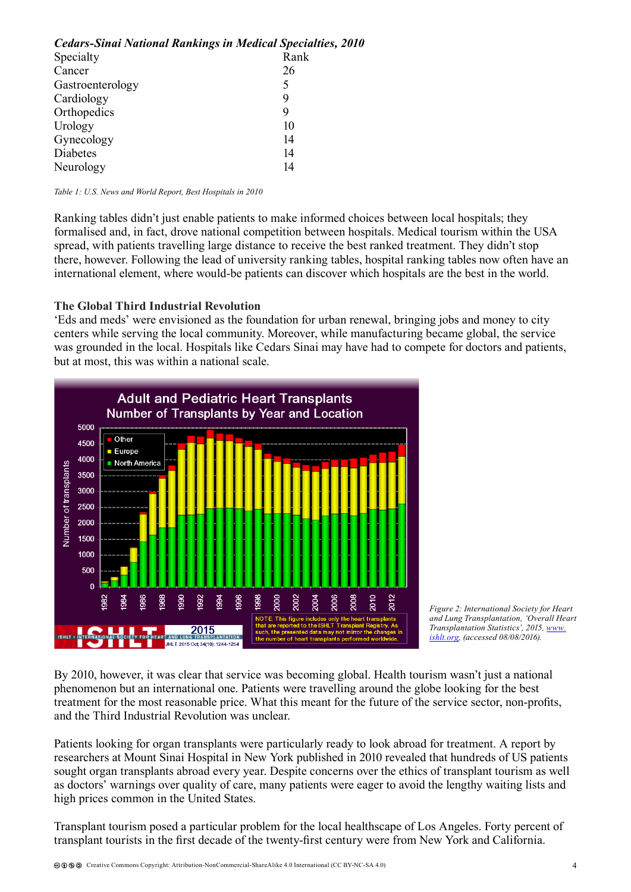***Cedars-Sinai National Rankings in Medical Specialties, 2010***

| Specialty | Rank |
|---|---|
| Cancer | 26 |
| Gastroenterology | 5 |
| Cardiology | 9 |
| Orthopedics | 9 |
| Urology | 10 |
| Gynecology | 14 |
| Diabetes | 14 |
| Neurology | 14 |

*Table 1: U.S. News and World Report, Best Hospitals in 2010*

Ranking tables didn't just enable patients to make informed choices between local hospitals; they formalised and, in fact, drove national competition between hospitals. Medical tourism within the USA spread, with patients travelling large distance to receive the best ranked treatment. They didn't stop there, however. Following the lead of university ranking tables, hospital ranking tables now often have an international element, where would-be patients can discover which hospitals are the best in the world.

**The Global Third Industrial Revolution**

'Eds and meds' were envisioned as the foundation for urban renewal, bringing jobs and money to city centers while serving the local community. Moreover, while manufacturing became global, the service was grounded in the local. Hospitals like Cedars Sinai may have had to compete for doctors and patients, but at most, this was within a national scale.

*Figure 2: International Society for Heart and Lung Transplantation, 'Overall Heart Transplantation Statistics', 2015, www.ishlt.org, (accessed 08/08/2016).*

By 2010, however, it was clear that service was becoming global. Health tourism wasn't just a national phenomenon but an international one. Patients were travelling around the globe looking for the best treatment for the most reasonable price. What this meant for the future of the service sector, non-profits, and the Third Industrial Revolution was unclear.

Patients looking for organ transplants were particularly ready to look abroad for treatment. A report by researchers at Mount Sinai Hospital in New York published in 2010 revealed that hundreds of US patients sought organ transplants abroad every year. Despite concerns over the ethics of transplant tourism as well as doctors' warnings over quality of care, many patients were eager to avoid the lengthy waiting lists and high prices common in the United States.

Transplant tourism posed a particular problem for the local healthscape of Los Angeles. Forty percent of transplant tourists in the first decade of the twenty-first century were from New York and California.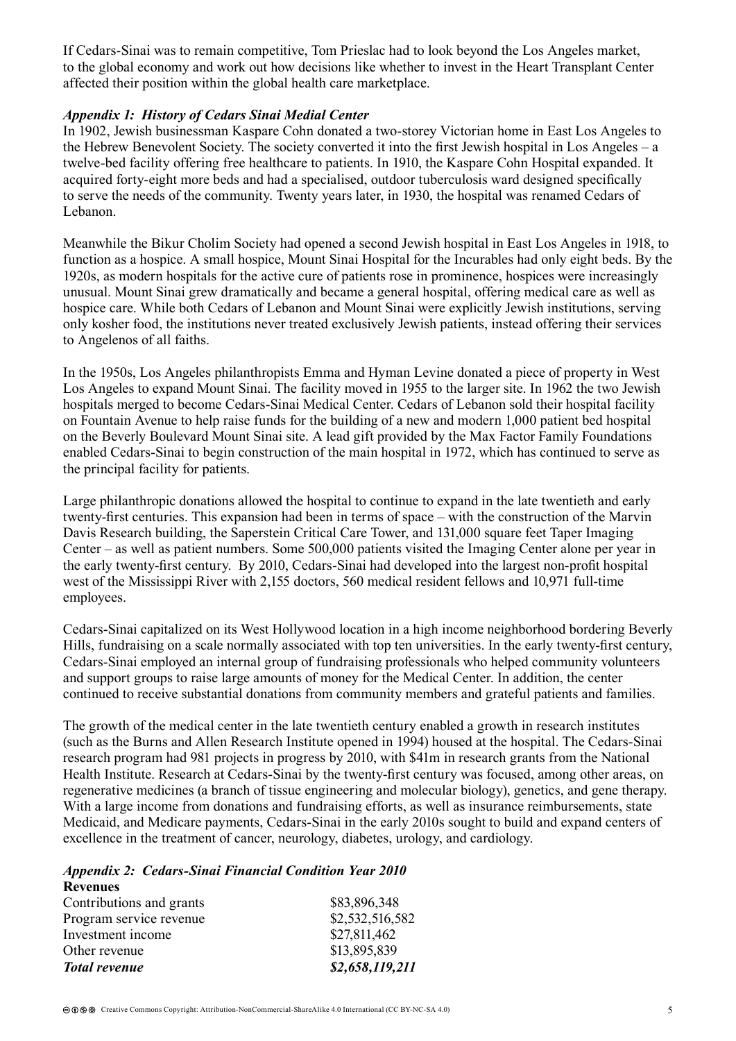If Cedars-Sinai was to remain competitive, Tom Prieslac had to look beyond the Los Angeles market, to the global economy and work out how decisions like whether to invest in the Heart Transplant Center affected their position within the global health care marketplace.

### *Appendix 1: History of Cedars Sinai Medial Center*

In 1902, Jewish businessman Kaspare Cohn donated a two-storey Victorian home in East Los Angeles to the Hebrew Benevolent Society. The society converted it into the first Jewish hospital in Los Angeles – a twelve-bed facility offering free healthcare to patients. In 1910, the Kaspare Cohn Hospital expanded. It acquired forty-eight more beds and had a specialised, outdoor tuberculosis ward designed specifically to serve the needs of the community. Twenty years later, in 1930, the hospital was renamed Cedars of Lebanon.

Meanwhile the Bikur Cholim Society had opened a second Jewish hospital in East Los Angeles in 1918, to function as a hospice. A small hospice, Mount Sinai Hospital for the Incurables had only eight beds. By the 1920s, as modern hospitals for the active cure of patients rose in prominence, hospices were increasingly unusual. Mount Sinai grew dramatically and became a general hospital, offering medical care as well as hospice care. While both Cedars of Lebanon and Mount Sinai were explicitly Jewish institutions, serving only kosher food, the institutions never treated exclusively Jewish patients, instead offering their services to Angelenos of all faiths.

In the 1950s, Los Angeles philanthropists Emma and Hyman Levine donated a piece of property in West Los Angeles to expand Mount Sinai. The facility moved in 1955 to the larger site. In 1962 the two Jewish hospitals merged to become Cedars-Sinai Medical Center. Cedars of Lebanon sold their hospital facility on Fountain Avenue to help raise funds for the building of a new and modern 1,000 patient bed hospital on the Beverly Boulevard Mount Sinai site. A lead gift provided by the Max Factor Family Foundations enabled Cedars-Sinai to begin construction of the main hospital in 1972, which has continued to serve as the principal facility for patients.

Large philanthropic donations allowed the hospital to continue to expand in the late twentieth and early twenty-first centuries. This expansion had been in terms of space – with the construction of the Marvin Davis Research building, the Saperstein Critical Care Tower, and 131,000 square feet Taper Imaging Center – as well as patient numbers. Some 500,000 patients visited the Imaging Center alone per year in the early twenty-first century. By 2010, Cedars-Sinai had developed into the largest non-profit hospital west of the Mississippi River with 2,155 doctors, 560 medical resident fellows and 10,971 full-time employees.

Cedars-Sinai capitalized on its West Hollywood location in a high income neighborhood bordering Beverly Hills, fundraising on a scale normally associated with top ten universities. In the early twenty-first century, Cedars-Sinai employed an internal group of fundraising professionals who helped community volunteers and support groups to raise large amounts of money for the Medical Center. In addition, the center continued to receive substantial donations from community members and grateful patients and families.

The growth of the medical center in the late twentieth century enabled a growth in research institutes (such as the Burns and Allen Research Institute opened in 1994) housed at the hospital. The Cedars-Sinai research program had 981 projects in progress by 2010, with $41m in research grants from the National Health Institute. Research at Cedars-Sinai by the twenty-first century was focused, among other areas, on regenerative medicines (a branch of tissue engineering and molecular biology), genetics, and gene therapy. With a large income from donations and fundraising efforts, as well as insurance reimbursements, state Medicaid, and Medicare payments, Cedars-Sinai in the early 2010s sought to build and expand centers of excellence in the treatment of cancer, neurology, diabetes, urology, and cardiology.

### *Appendix 2: Cedars-Sinai Financial Condition Year 2010*

| **Revenues** | |
|---|---|
| Contributions and grants | $83,896,348 |
| Program service revenue | $2,532,516,582 |
| Investment income | $27,811,462 |
| Other revenue | $13,895,839 |
| ***Total revenue*** | ***$2,658,119,211*** |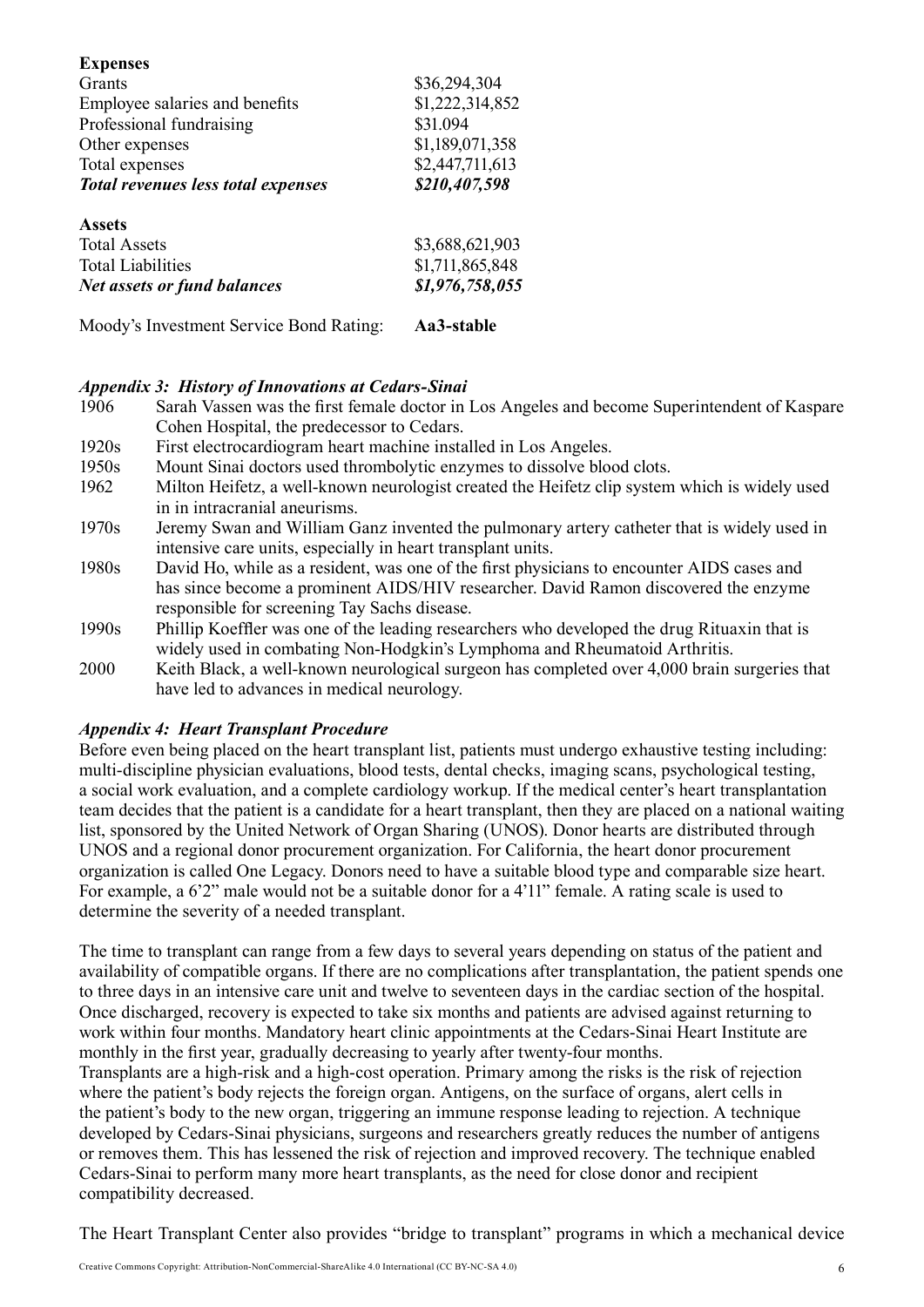**Expenses**

| | |
|---|---|
| Grants | \$36,294,304 |
| Employee salaries and benefits | \$1,222,314,852 |
| Professional fundraising | \$31.094 |
| Other expenses | \$1,189,071,358 |
| Total expenses | \$2,447,711,613 |
| ***Total revenues less total expenses*** | ***\$210,407,598*** |

**Assets**

| | |
|---|---|
| Total Assets | \$3,688,621,903 |
| Total Liabilities | \$1,711,865,848 |
| ***Net assets or fund balances*** | ***\$1,976,758,055*** |

Moody's Investment Service Bond Rating: **Aa3-stable**

### *Appendix 3: History of Innovations at Cedars-Sinai*

- 1906 — Sarah Vassen was the first female doctor in Los Angeles and become Superintendent of Kaspare Cohen Hospital, the predecessor to Cedars.
- 1920s — First electrocardiogram heart machine installed in Los Angeles.
- 1950s — Mount Sinai doctors used thrombolytic enzymes to dissolve blood clots.
- 1962 — Milton Heifetz, a well-known neurologist created the Heifetz clip system which is widely used in in intracranial aneurisms.
- 1970s — Jeremy Swan and William Ganz invented the pulmonary artery catheter that is widely used in intensive care units, especially in heart transplant units.
- 1980s — David Ho, while as a resident, was one of the first physicians to encounter AIDS cases and has since become a prominent AIDS/HIV researcher. David Ramon discovered the enzyme responsible for screening Tay Sachs disease.
- 1990s — Phillip Koeffler was one of the leading researchers who developed the drug Rituaxin that is widely used in combating Non-Hodgkin's Lymphoma and Rheumatoid Arthritis.
- 2000 — Keith Black, a well-known neurological surgeon has completed over 4,000 brain surgeries that have led to advances in medical neurology.

### *Appendix 4: Heart Transplant Procedure*

Before even being placed on the heart transplant list, patients must undergo exhaustive testing including: multi-discipline physician evaluations, blood tests, dental checks, imaging scans, psychological testing, a social work evaluation, and a complete cardiology workup. If the medical center's heart transplantation team decides that the patient is a candidate for a heart transplant, then they are placed on a national waiting list, sponsored by the United Network of Organ Sharing (UNOS). Donor hearts are distributed through UNOS and a regional donor procurement organization. For California, the heart donor procurement organization is called One Legacy. Donors need to have a suitable blood type and comparable size heart. For example, a 6'2" male would not be a suitable donor for a 4'11" female. A rating scale is used to determine the severity of a needed transplant.

The time to transplant can range from a few days to several years depending on status of the patient and availability of compatible organs. If there are no complications after transplantation, the patient spends one to three days in an intensive care unit and twelve to seventeen days in the cardiac section of the hospital. Once discharged, recovery is expected to take six months and patients are advised against returning to work within four months. Mandatory heart clinic appointments at the Cedars-Sinai Heart Institute are monthly in the first year, gradually decreasing to yearly after twenty-four months.
Transplants are a high-risk and a high-cost operation. Primary among the risks is the risk of rejection where the patient's body rejects the foreign organ. Antigens, on the surface of organs, alert cells in the patient's body to the new organ, triggering an immune response leading to rejection. A technique developed by Cedars-Sinai physicians, surgeons and researchers greatly reduces the number of antigens or removes them. This has lessened the risk of rejection and improved recovery. The technique enabled Cedars-Sinai to perform many more heart transplants, as the need for close donor and recipient compatibility decreased.

The Heart Transplant Center also provides "bridge to transplant" programs in which a mechanical device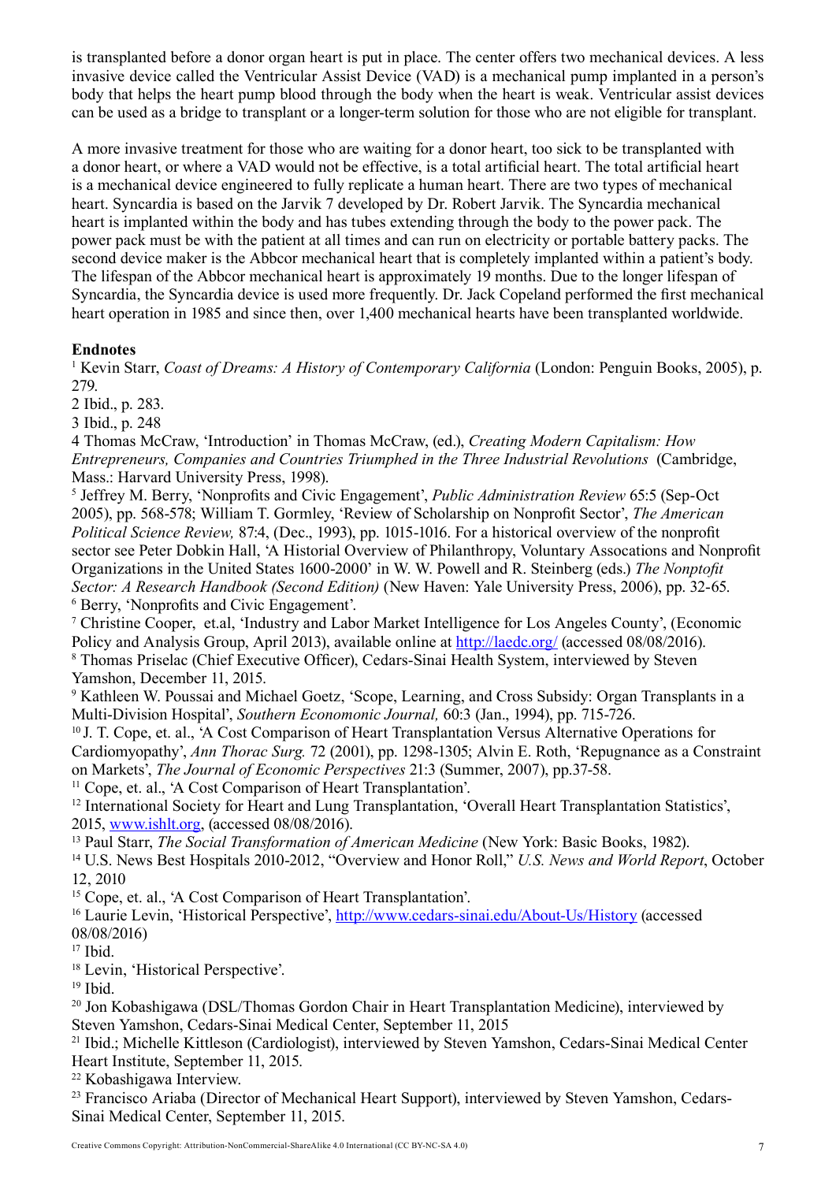is transplanted before a donor organ heart is put in place. The center offers two mechanical devices. A less invasive device called the Ventricular Assist Device (VAD) is a mechanical pump implanted in a person's body that helps the heart pump blood through the body when the heart is weak. Ventricular assist devices can be used as a bridge to transplant or a longer-term solution for those who are not eligible for transplant.

A more invasive treatment for those who are waiting for a donor heart, too sick to be transplanted with a donor heart, or where a VAD would not be effective, is a total artificial heart. The total artificial heart is a mechanical device engineered to fully replicate a human heart. There are two types of mechanical heart. Syncardia is based on the Jarvik 7 developed by Dr. Robert Jarvik. The Syncardia mechanical heart is implanted within the body and has tubes extending through the body to the power pack. The power pack must be with the patient at all times and can run on electricity or portable battery packs. The second device maker is the Abbcor mechanical heart that is completely implanted within a patient's body. The lifespan of the Abbcor mechanical heart is approximately 19 months. Due to the longer lifespan of Syncardia, the Syncardia device is used more frequently. Dr. Jack Copeland performed the first mechanical heart operation in 1985 and since then, over 1,400 mechanical hearts have been transplanted worldwide.

**Endnotes**

[1] Kevin Starr, *Coast of Dreams: A History of Contemporary California* (London: Penguin Books, 2005), p. 279.

2 Ibid., p. 283.

3 Ibid., p. 248

4 Thomas McCraw, 'Introduction' in Thomas McCraw, (ed.), *Creating Modern Capitalism: How Entrepreneurs, Companies and Countries Triumphed in the Three Industrial Revolutions* (Cambridge, Mass.: Harvard University Press, 1998).

[5] Jeffrey M. Berry, 'Nonprofits and Civic Engagement', *Public Administration Review* 65:5 (Sep-Oct 2005), pp. 568-578; William T. Gormley, 'Review of Scholarship on Nonprofit Sector', *The American Political Science Review,* 87:4, (Dec., 1993), pp. 1015-1016. For a historical overview of the nonprofit sector see Peter Dobkin Hall, 'A Historial Overview of Philanthropy, Voluntary Assocations and Nonprofit Organizations in the United States 1600-2000' in W. W. Powell and R. Steinberg (eds.) *The Nonptofit Sector: A Research Handbook (Second Edition)* (New Haven: Yale University Press, 2006), pp. 32-65.

[6] Berry, 'Nonprofits and Civic Engagement'.

[7] Christine Cooper, et.al, 'Industry and Labor Market Intelligence for Los Angeles County', (Economic Policy and Analysis Group, April 2013), available online at http://laedc.org/ (accessed 08/08/2016).

[8] Thomas Priselac (Chief Executive Officer), Cedars-Sinai Health System, interviewed by Steven Yamshon, December 11, 2015.

[9] Kathleen W. Poussai and Michael Goetz, 'Scope, Learning, and Cross Subsidy: Organ Transplants in a Multi-Division Hospital', *Southern Economonic Journal,* 60:3 (Jan., 1994), pp. 715-726.

[10] J. T. Cope, et. al., 'A Cost Comparison of Heart Transplantation Versus Alternative Operations for Cardiomyopathy', *Ann Thorac Surg.* 72 (2001), pp. 1298-1305; Alvin E. Roth, 'Repugnance as a Constraint on Markets', *The Journal of Economic Perspectives* 21:3 (Summer, 2007), pp.37-58.

[11] Cope, et. al., 'A Cost Comparison of Heart Transplantation'.

[12] International Society for Heart and Lung Transplantation, 'Overall Heart Transplantation Statistics', 2015, www.ishlt.org, (accessed 08/08/2016).

[13] Paul Starr, *The Social Transformation of American Medicine* (New York: Basic Books, 1982).

[14] U.S. News Best Hospitals 2010-2012, "Overview and Honor Roll," *U.S. News and World Report*, October 12, 2010

[15] Cope, et. al., 'A Cost Comparison of Heart Transplantation'.

[16] Laurie Levin, 'Historical Perspective', http://www.cedars-sinai.edu/About-Us/History (accessed 08/08/2016)

[17] Ibid.

[18] Levin, 'Historical Perspective'.

[19] Ibid.

[20] Jon Kobashigawa (DSL/Thomas Gordon Chair in Heart Transplantation Medicine), interviewed by Steven Yamshon, Cedars-Sinai Medical Center, September 11, 2015

[21] Ibid.; Michelle Kittleson (Cardiologist), interviewed by Steven Yamshon, Cedars-Sinai Medical Center Heart Institute, September 11, 2015.

[22] Kobashigawa Interview.

[23] Francisco Ariaba (Director of Mechanical Heart Support), interviewed by Steven Yamshon, Cedars-Sinai Medical Center, September 11, 2015.

Creative Commons Copyright: Attribution-NonCommercial-ShareAlike 4.0 International (CC BY-NC-SA 4.0)